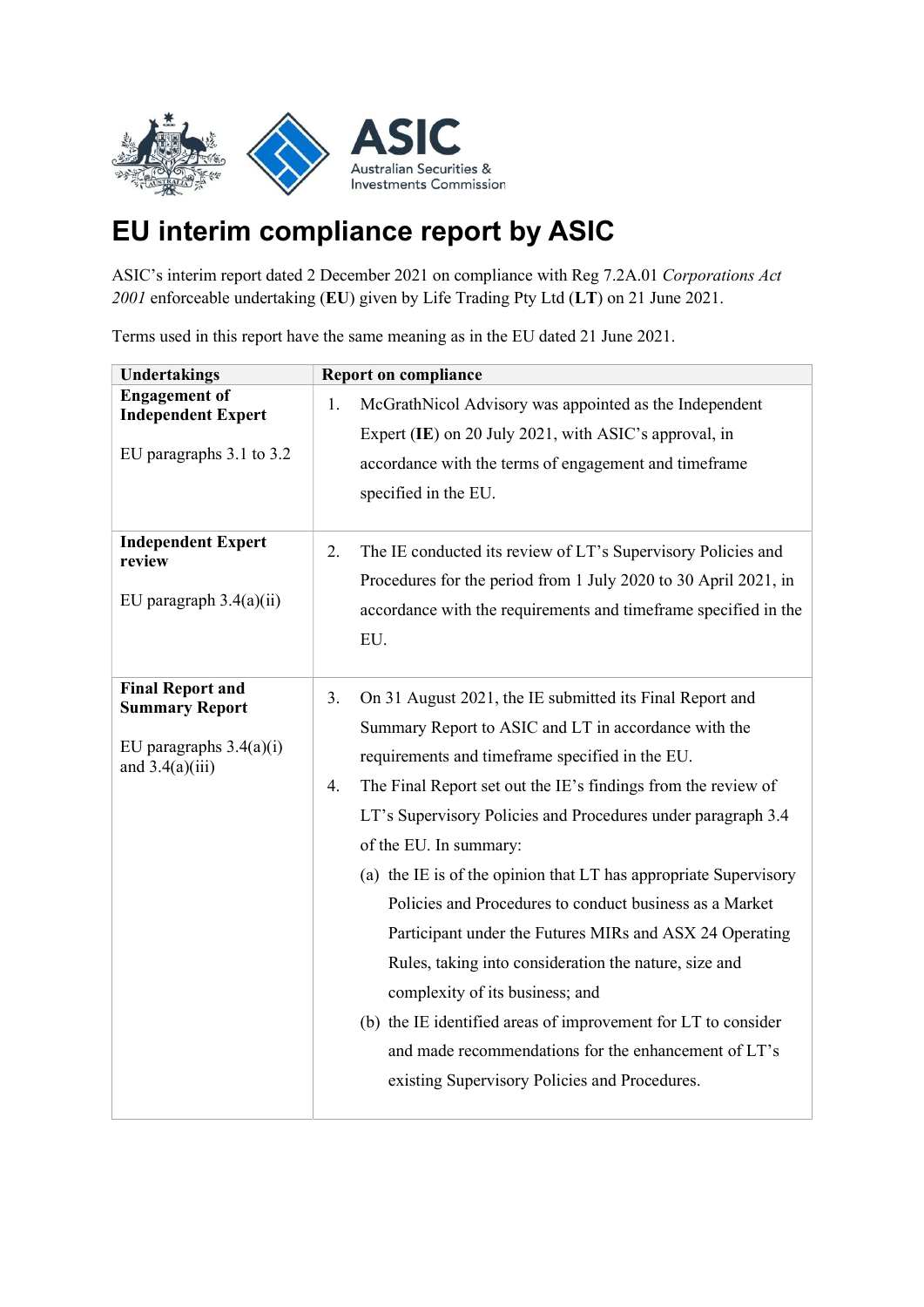# EU interim compliance report by ASIC

ASIC's interim report dated 2 December 2021 on compliance with Reg 7.2A.01 *Corporations Act 2001* enforceable undertaking (**EU**) given by Life Trading Pty Ltd (**LT**) on 21 June 2021.

Terms used in this report have the same meaning as in the EU dated 21 June 2021.

| Undertakings | Report on compliance |
|---|---|
| **Engagement of Independent Expert**<br><br>EU paragraphs 3.1 to 3.2 | 1. McGrathNicol Advisory was appointed as the Independent Expert (**IE**) on 20 July 2021, with ASIC's approval, in accordance with the terms of engagement and timeframe specified in the EU. |
| **Independent Expert review**<br><br>EU paragraph 3.4(a)(ii) | 2. The IE conducted its review of LT's Supervisory Policies and Procedures for the period from 1 July 2020 to 30 April 2021, in accordance with the requirements and timeframe specified in the EU. |
| **Final Report and Summary Report**<br><br>EU paragraphs 3.4(a)(i) and 3.4(a)(iii) | 3. On 31 August 2021, the IE submitted its Final Report and Summary Report to ASIC and LT in accordance with the requirements and timeframe specified in the EU.<br>4. The Final Report set out the IE's findings from the review of LT's Supervisory Policies and Procedures under paragraph 3.4 of the EU. In summary:<br>(a) the IE is of the opinion that LT has appropriate Supervisory Policies and Procedures to conduct business as a Market Participant under the Futures MIRs and ASX 24 Operating Rules, taking into consideration the nature, size and complexity of its business; and<br>(b) the IE identified areas of improvement for LT to consider and made recommendations for the enhancement of LT's existing Supervisory Policies and Procedures. |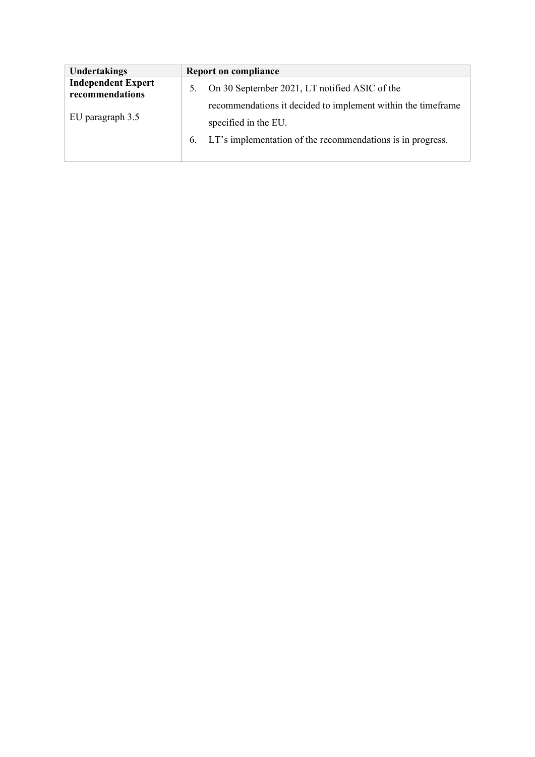| Undertakings | Report on compliance |
| --- | --- |
| **Independent Expert recommendations**<br><br>EU paragraph 3.5 | 5. On 30 September 2021, LT notified ASIC of the recommendations it decided to implement within the timeframe specified in the EU.<br>6. LT's implementation of the recommendations is in progress. |